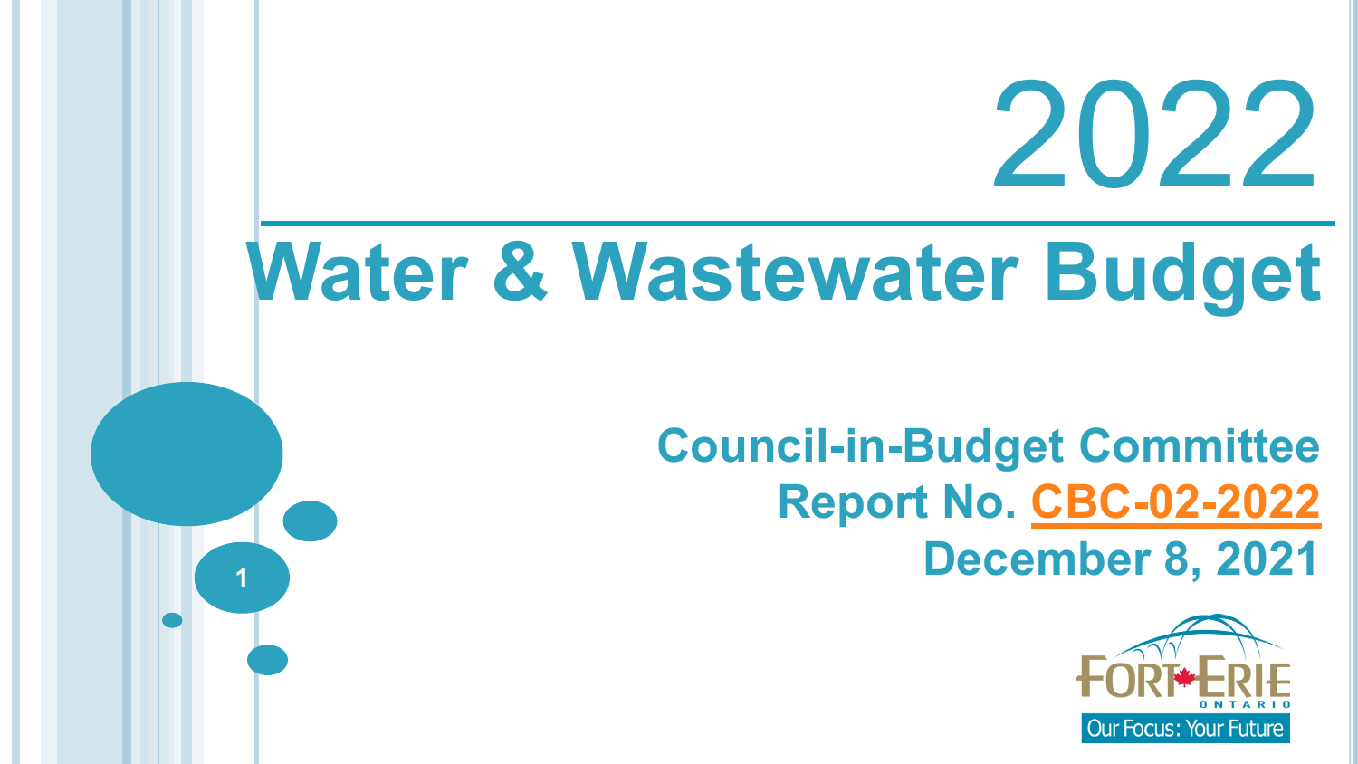# 2022

# Water & Wastewater Budget

**Council-in-Budget Committee**

**Report No. CBC-02-2022**

**December 8, 2021**

FORT ERIE
ONTARIO
Our Focus: Your Future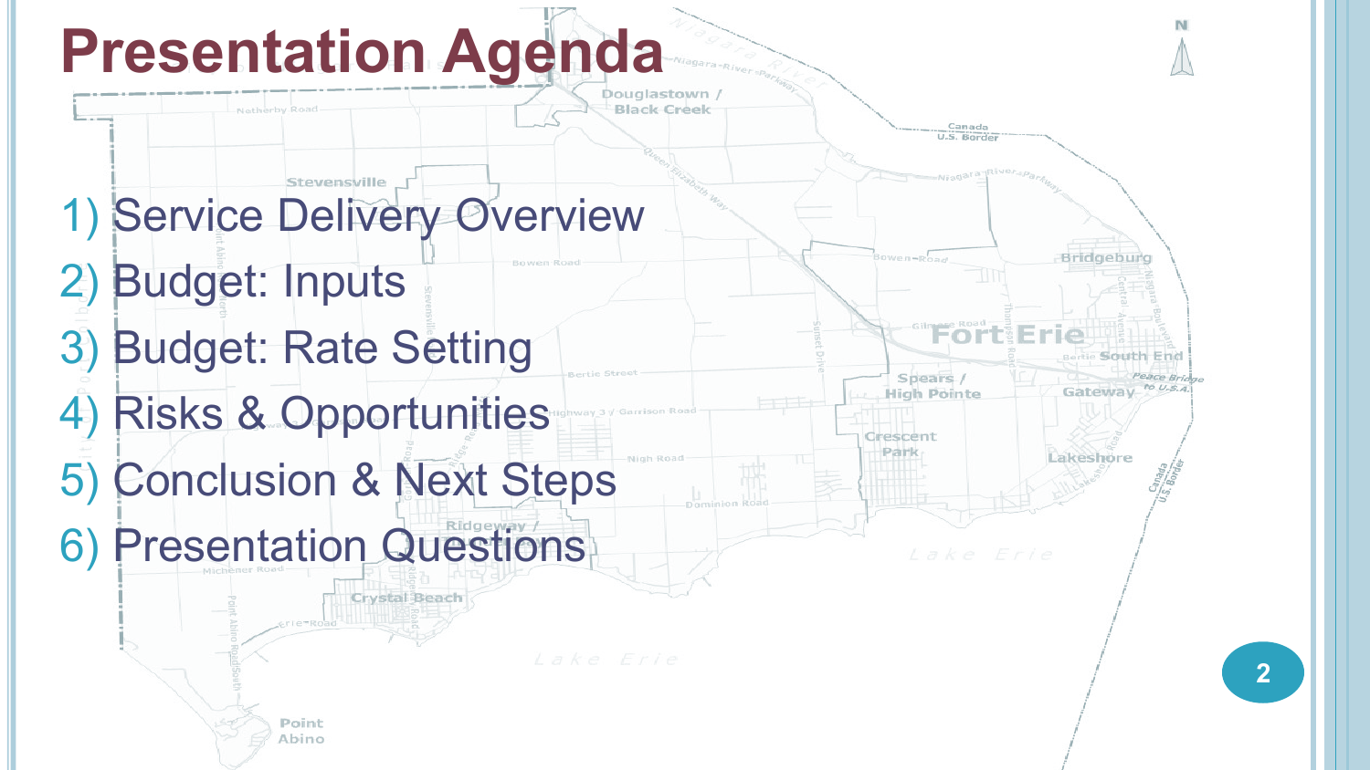# Presentation Agenda

1) Service Delivery Overview
2) Budget: Inputs
3) Budget: Rate Setting
4) Risks & Opportunities
5) Conclusion & Next Steps
6) Presentation Questions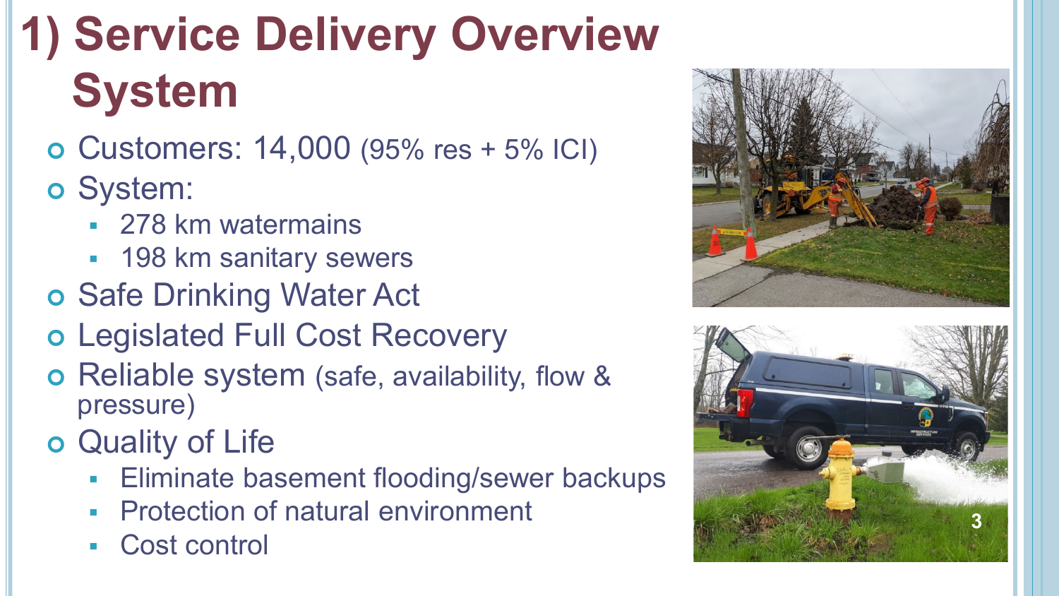# 1) Service Delivery Overview System

- Customers: 14,000 (95% res + 5% ICI)
- System:
  - 278 km watermains
  - 198 km sanitary sewers
- Safe Drinking Water Act
- Legislated Full Cost Recovery
- Reliable system (safe, availability, flow & pressure)
- Quality of Life
  - Eliminate basement flooding/sewer backups
  - Protection of natural environment
  - Cost control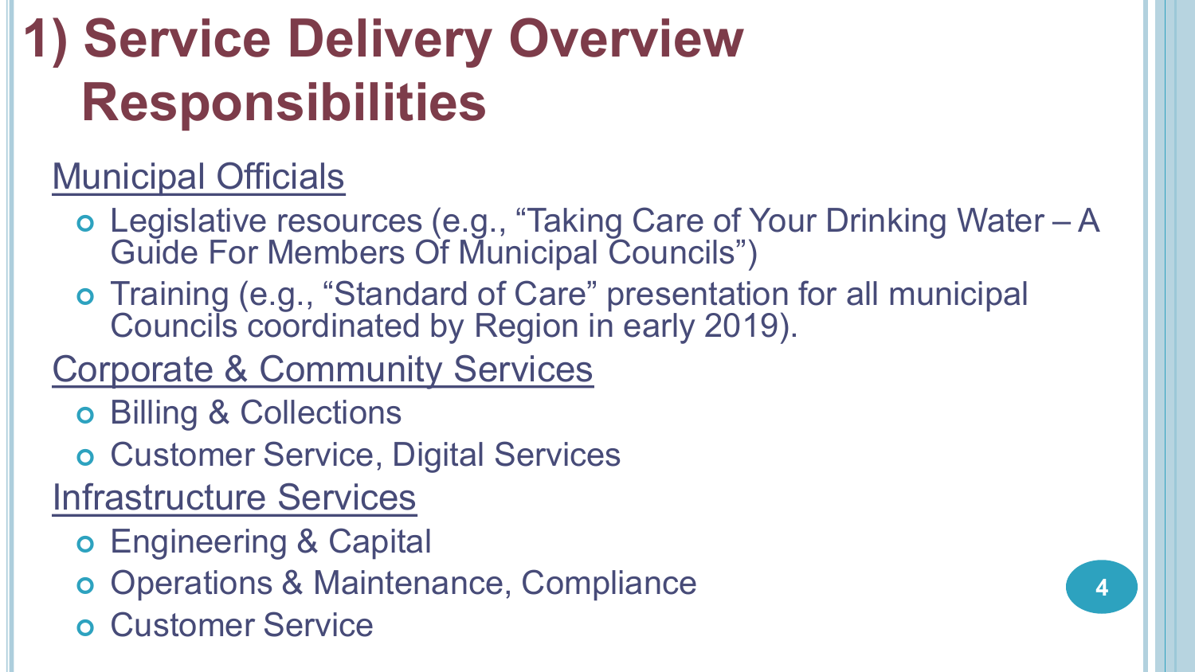# 1) Service Delivery Overview Responsibilities

Municipal Officials

- Legislative resources (e.g., "Taking Care of Your Drinking Water – A Guide For Members Of Municipal Councils")
- Training (e.g., "Standard of Care" presentation for all municipal Councils coordinated by Region in early 2019).

Corporate & Community Services

- Billing & Collections
- Customer Service, Digital Services

Infrastructure Services

- Engineering & Capital
- Operations & Maintenance, Compliance
- Customer Service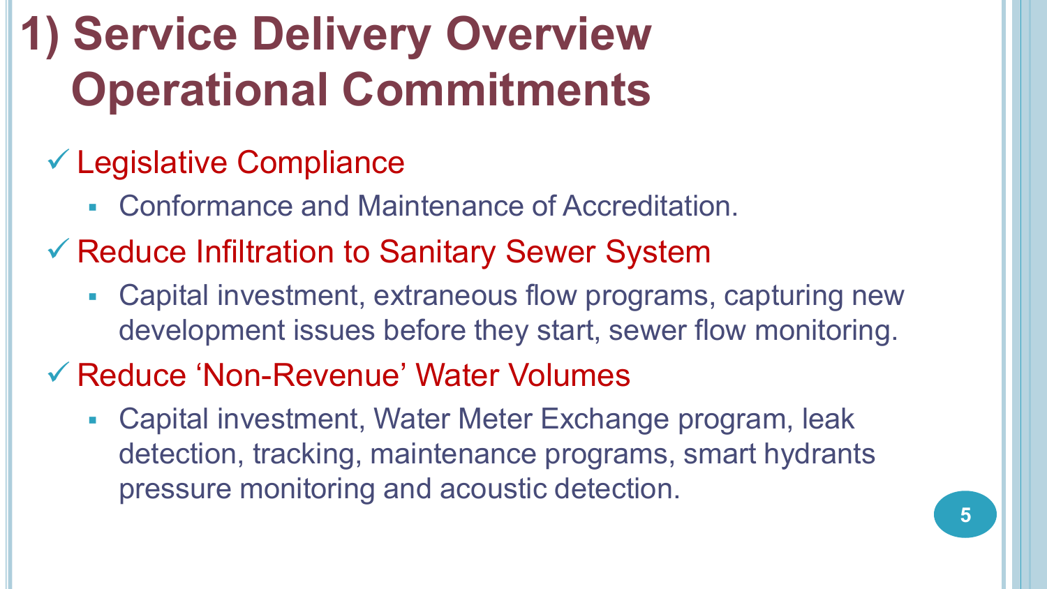# 1) Service Delivery Overview Operational Commitments

- ✓ Legislative Compliance
  - Conformance and Maintenance of Accreditation.
- ✓ Reduce Infiltration to Sanitary Sewer System
  - Capital investment, extraneous flow programs, capturing new development issues before they start, sewer flow monitoring.
- ✓ Reduce 'Non-Revenue' Water Volumes
  - Capital investment, Water Meter Exchange program, leak detection, tracking, maintenance programs, smart hydrants pressure monitoring and acoustic detection.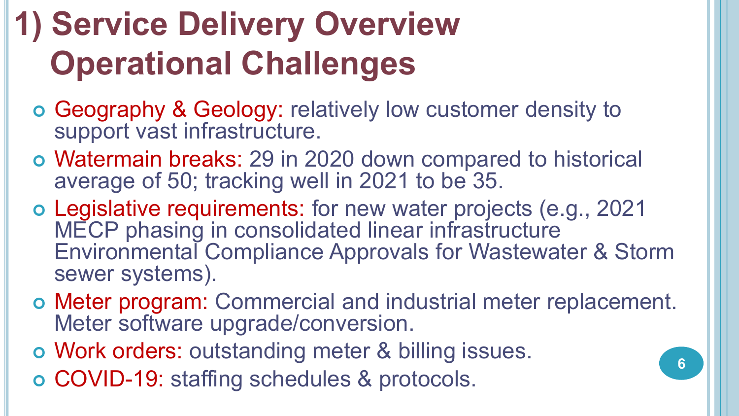# 1) Service Delivery Overview Operational Challenges

- Geography & Geology: relatively low customer density to support vast infrastructure.
- Watermain breaks: 29 in 2020 down compared to historical average of 50; tracking well in 2021 to be 35.
- Legislative requirements: for new water projects (e.g., 2021 MECP phasing in consolidated linear infrastructure Environmental Compliance Approvals for Wastewater & Storm sewer systems).
- Meter program: Commercial and industrial meter replacement. Meter software upgrade/conversion.
- Work orders: outstanding meter & billing issues.
- COVID-19: staffing schedules & protocols.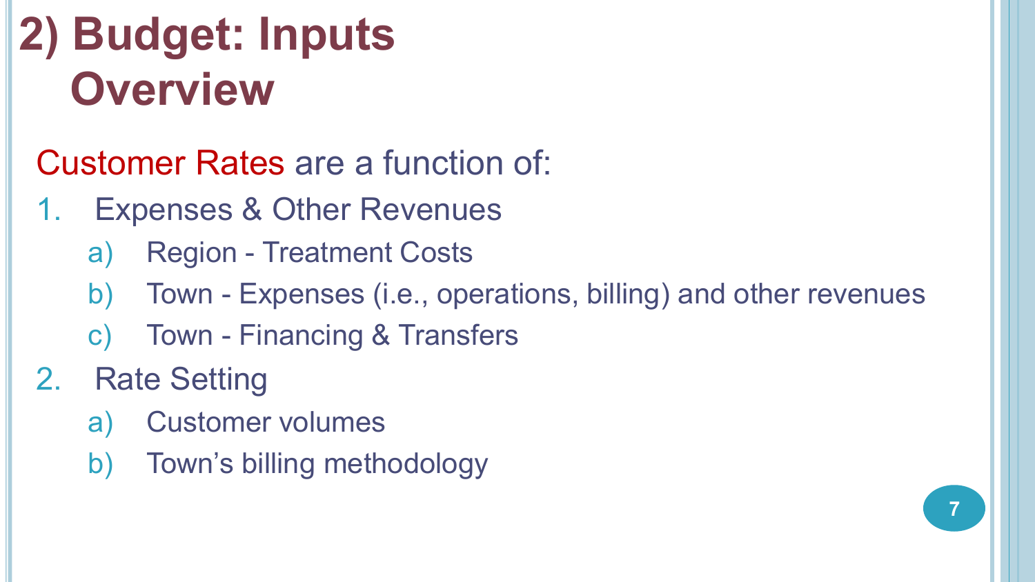# 2) Budget: Inputs Overview

Customer Rates are a function of:

1. Expenses & Other Revenues
   a) Region - Treatment Costs
   b) Town - Expenses (i.e., operations, billing) and other revenues
   c) Town - Financing & Transfers
2. Rate Setting
   a) Customer volumes
   b) Town's billing methodology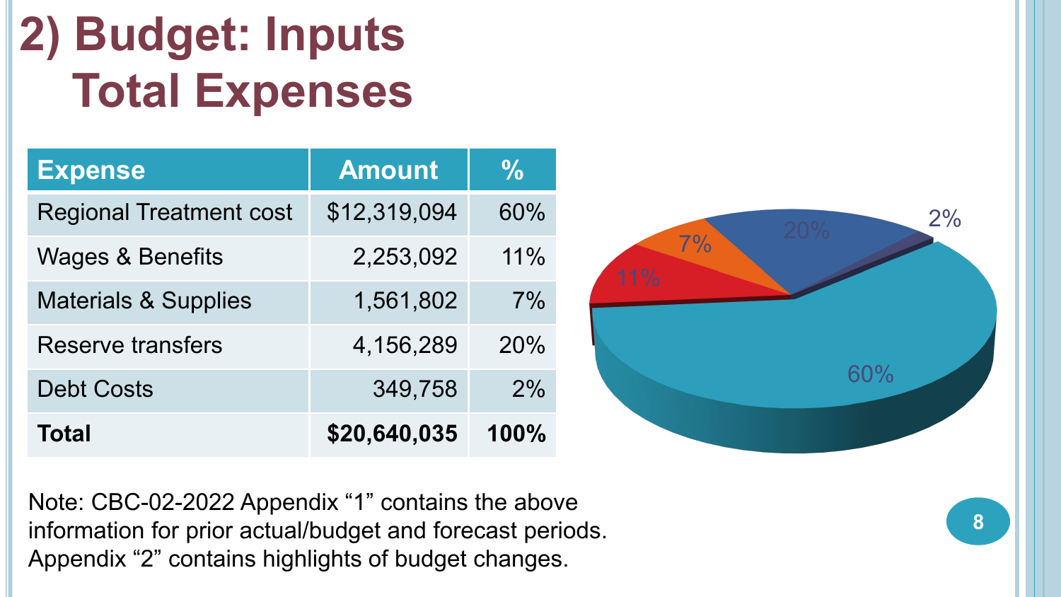# 2) Budget: Inputs
# Total Expenses

| Expense | Amount | % |
|---|---|---|
| Regional Treatment cost | $12,319,094 | 60% |
| Wages & Benefits | 2,253,092 | 11% |
| Materials & Supplies | 1,561,802 | 7% |
| Reserve transfers | 4,156,289 | 20% |
| Debt Costs | 349,758 | 2% |
| **Total** | **$20,640,035** | **100%** |

2%
20%
7%
11%
60%

Note: CBC-02-2022 Appendix “1” contains the above information for prior actual/budget and forecast periods. Appendix “2” contains highlights of budget changes.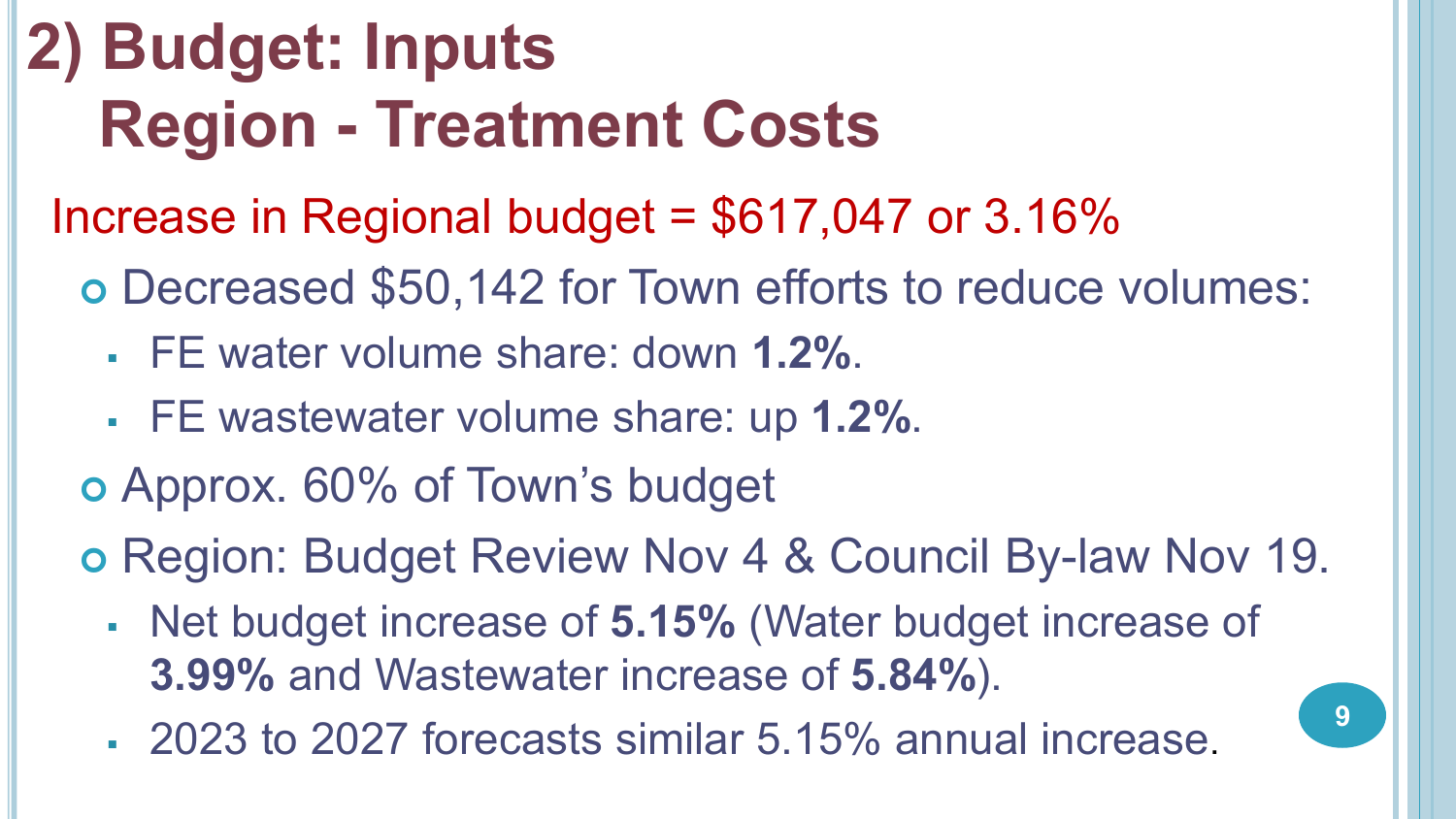# 2) Budget: Inputs Region - Treatment Costs

Increase in Regional budget = $617,047 or 3.16%

- Decreased $50,142 for Town efforts to reduce volumes:
  - FE water volume share: down **1.2%**.
  - FE wastewater volume share: up **1.2%**.
- Approx. 60% of Town's budget
- Region: Budget Review Nov 4 & Council By-law Nov 19.
  - Net budget increase of **5.15%** (Water budget increase of **3.99%** and Wastewater increase of **5.84%**).
  - 2023 to 2027 forecasts similar 5.15% annual increase.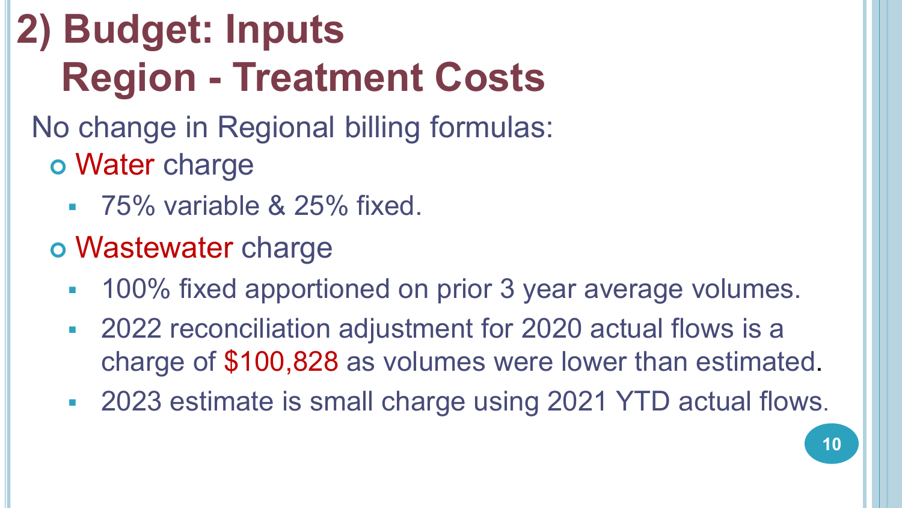# 2) Budget: Inputs
## Region - Treatment Costs

No change in Regional billing formulas:

- Water charge
  - 75% variable & 25% fixed.
- Wastewater charge
  - 100% fixed apportioned on prior 3 year average volumes.
  - 2022 reconciliation adjustment for 2020 actual flows is a charge of $100,828 as volumes were lower than estimated.
  - 2023 estimate is small charge using 2021 YTD actual flows.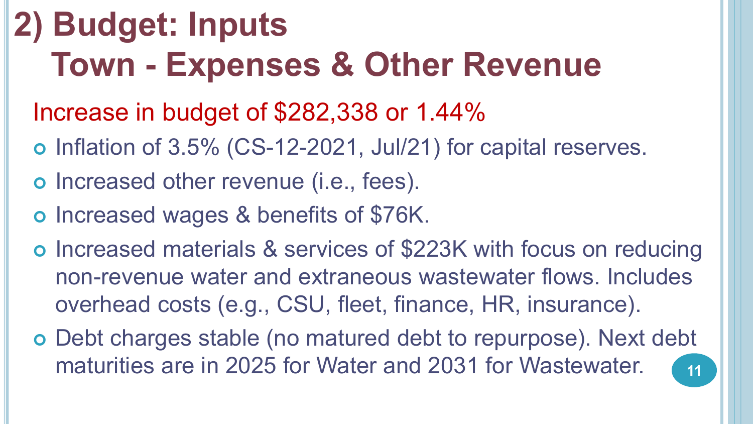# 2) Budget: Inputs
# Town - Expenses & Other Revenue

Increase in budget of $282,338 or 1.44%

- Inflation of 3.5% (CS-12-2021, Jul/21) for capital reserves.
- Increased other revenue (i.e., fees).
- Increased wages & benefits of $76K.
- Increased materials & services of $223K with focus on reducing non-revenue water and extraneous wastewater flows. Includes overhead costs (e.g., CSU, fleet, finance, HR, insurance).
- Debt charges stable (no matured debt to repurpose). Next debt maturities are in 2025 for Water and 2031 for Wastewater.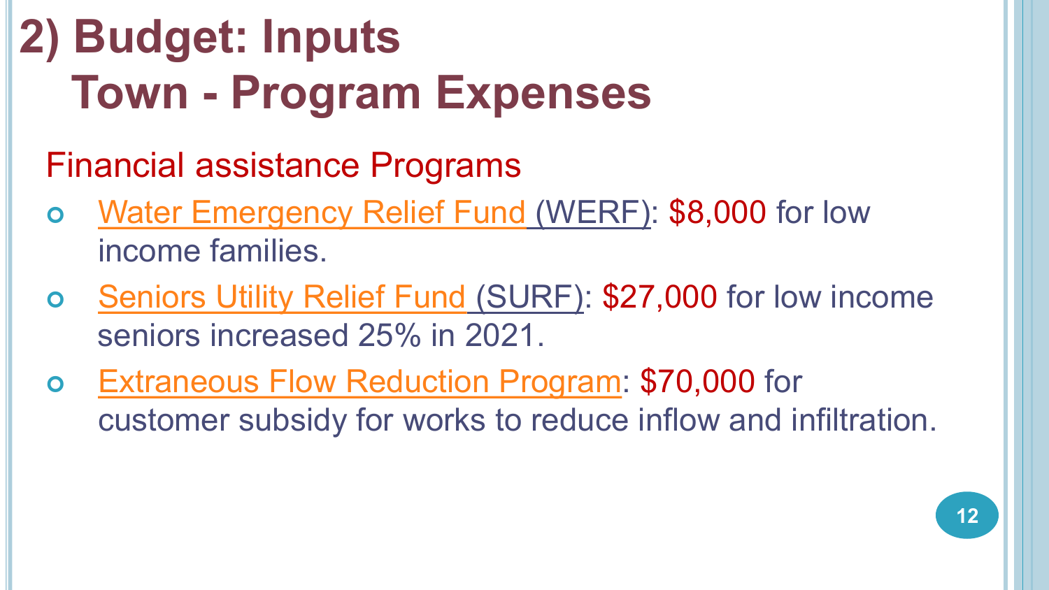# 2) Budget: Inputs
# Town - Program Expenses

## Financial assistance Programs

- Water Emergency Relief Fund (WERF): $8,000 for low income families.
- Seniors Utility Relief Fund (SURF): $27,000 for low income seniors increased 25% in 2021.
- Extraneous Flow Reduction Program: $70,000 for customer subsidy for works to reduce inflow and infiltration.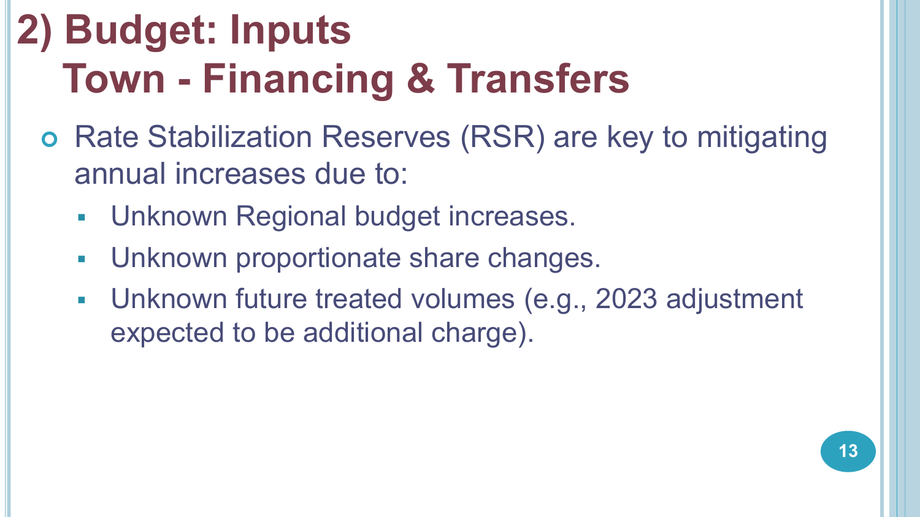# 2) Budget: Inputs
# Town - Financing & Transfers

- Rate Stabilization Reserves (RSR) are key to mitigating annual increases due to:
  - Unknown Regional budget increases.
  - Unknown proportionate share changes.
  - Unknown future treated volumes (e.g., 2023 adjustment expected to be additional charge).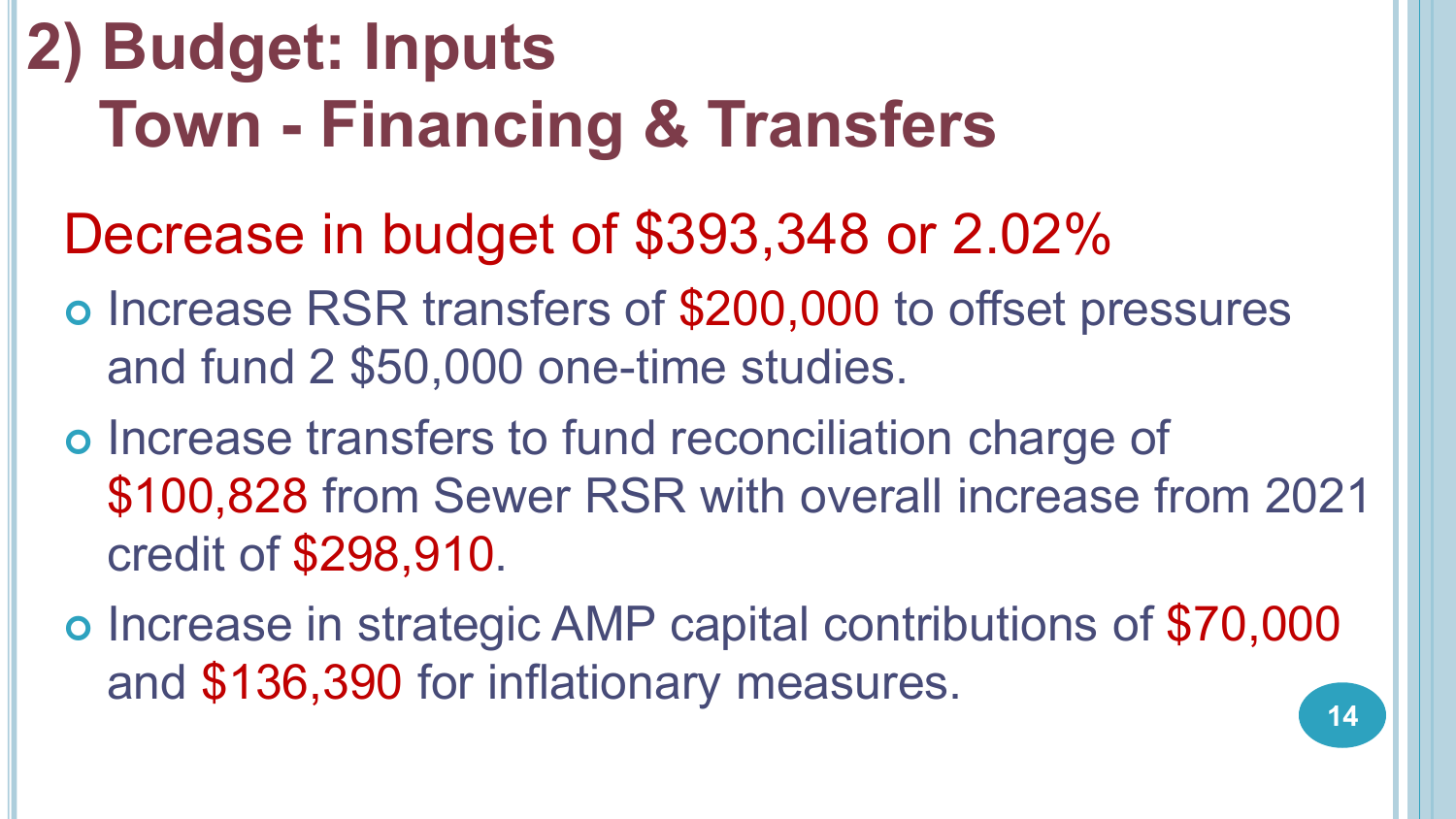# 2) Budget: Inputs
# Town - Financing & Transfers

## Decrease in budget of $393,348 or 2.02%

- Increase RSR transfers of $200,000 to offset pressures and fund 2 $50,000 one-time studies.
- Increase transfers to fund reconciliation charge of $100,828 from Sewer RSR with overall increase from 2021 credit of $298,910.
- Increase in strategic AMP capital contributions of $70,000 and $136,390 for inflationary measures.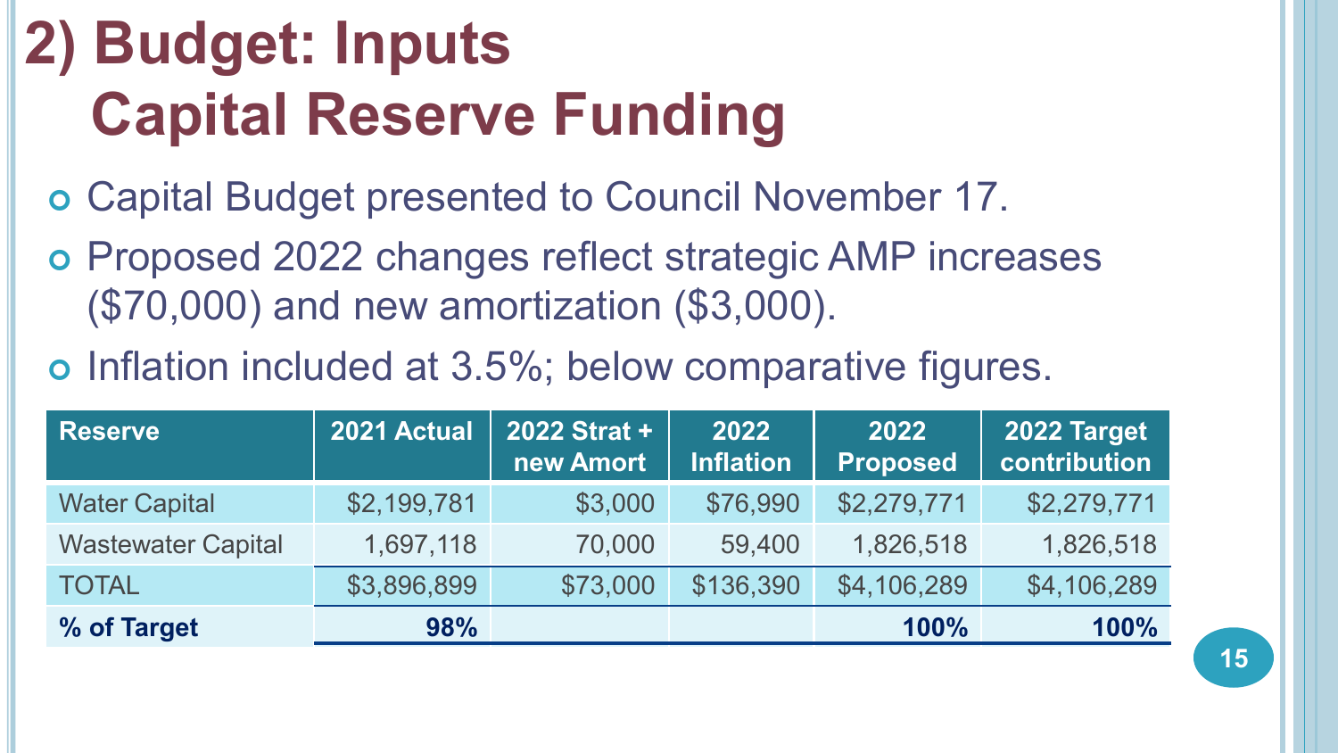# 2) Budget: Inputs Capital Reserve Funding

- Capital Budget presented to Council November 17.
- Proposed 2022 changes reflect strategic AMP increases ($70,000) and new amortization ($3,000).
- Inflation included at 3.5%; below comparative figures.

| Reserve | 2021 Actual | 2022 Strat + new Amort | 2022 Inflation | 2022 Proposed | 2022 Target contribution |
|---|---|---|---|---|---|
| Water Capital | $2,199,781 | $3,000 | $76,990 | $2,279,771 | $2,279,771 |
| Wastewater Capital | 1,697,118 | 70,000 | 59,400 | 1,826,518 | 1,826,518 |
| TOTAL | $3,896,899 | $73,000 | $136,390 | $4,106,289 | $4,106,289 |
| **% of Target** | **98%** | | | **100%** | **100%** |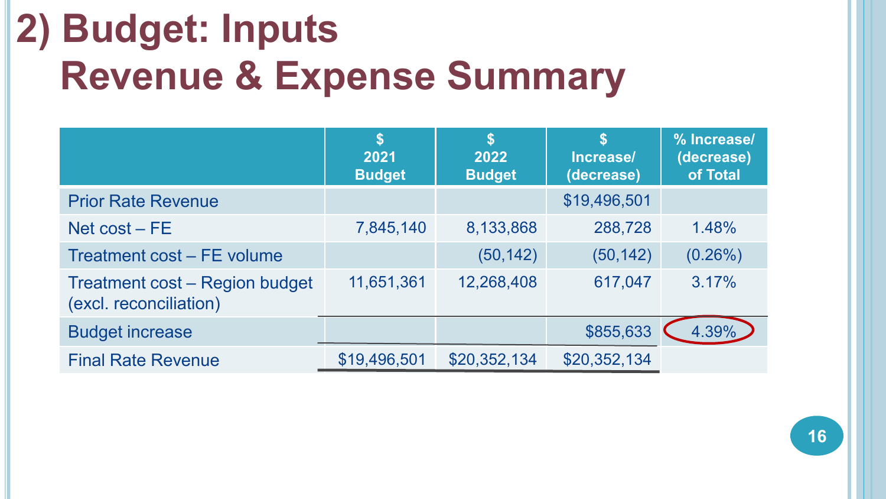# 2) Budget: Inputs
# Revenue & Expense Summary

| | $ 2021 Budget | $ 2022 Budget | $ Increase/ (decrease) | % Increase/ (decrease) of Total |
|---|---|---|---|---|
| Prior Rate Revenue | | | $19,496,501 | |
| Net cost – FE | 7,845,140 | 8,133,868 | 288,728 | 1.48% |
| Treatment cost – FE volume | | (50,142) | (50,142) | (0.26%) |
| Treatment cost – Region budget (excl. reconciliation) | 11,651,361 | 12,268,408 | 617,047 | 3.17% |
| Budget increase | | | $855,633 | 4.39% |
| Final Rate Revenue | $19,496,501 | $20,352,134 | $20,352,134 | |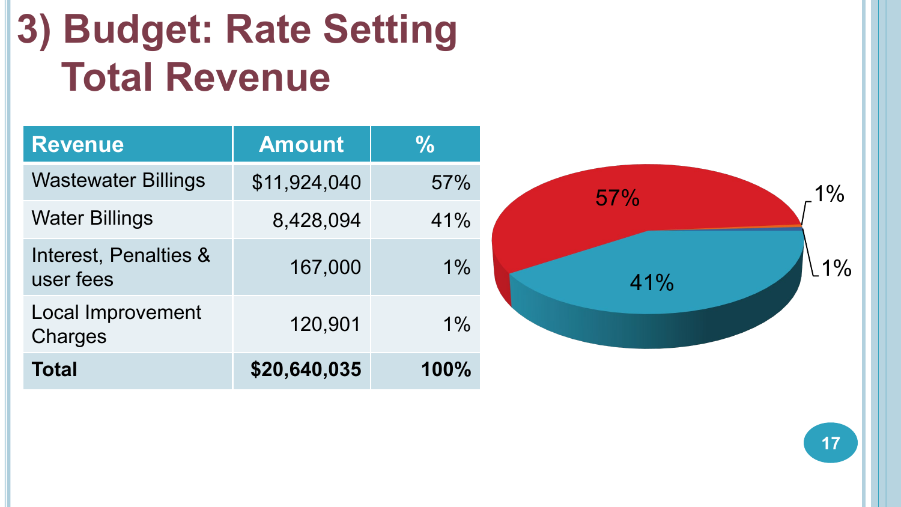# 3) Budget: Rate Setting Total Revenue

| Revenue | Amount | % |
|---|---|---|
| Wastewater Billings | $11,924,040 | 57% |
| Water Billings | 8,428,094 | 41% |
| Interest, Penalties & user fees | 167,000 | 1% |
| Local Improvement Charges | 120,901 | 1% |
| **Total** | **$20,640,035** | **100%** |

57%

1%

41%

1%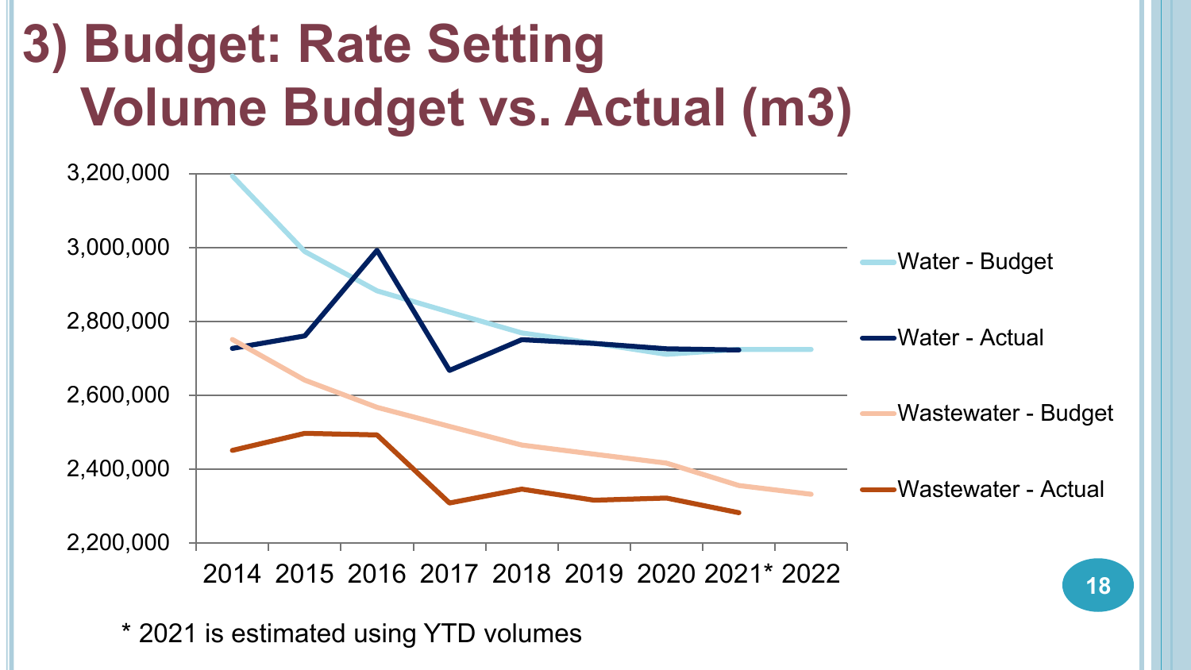# 3) Budget: Rate Setting Volume Budget vs. Actual (m3)

3,200,000
3,000,000
2,800,000
2,600,000
2,400,000
2,200,000

2014 2015 2016 2017 2018 2019 2020 2021* 2022

Water - Budget
Water - Actual
Wastewater - Budget
Wastewater - Actual

\* 2021 is estimated using YTD volumes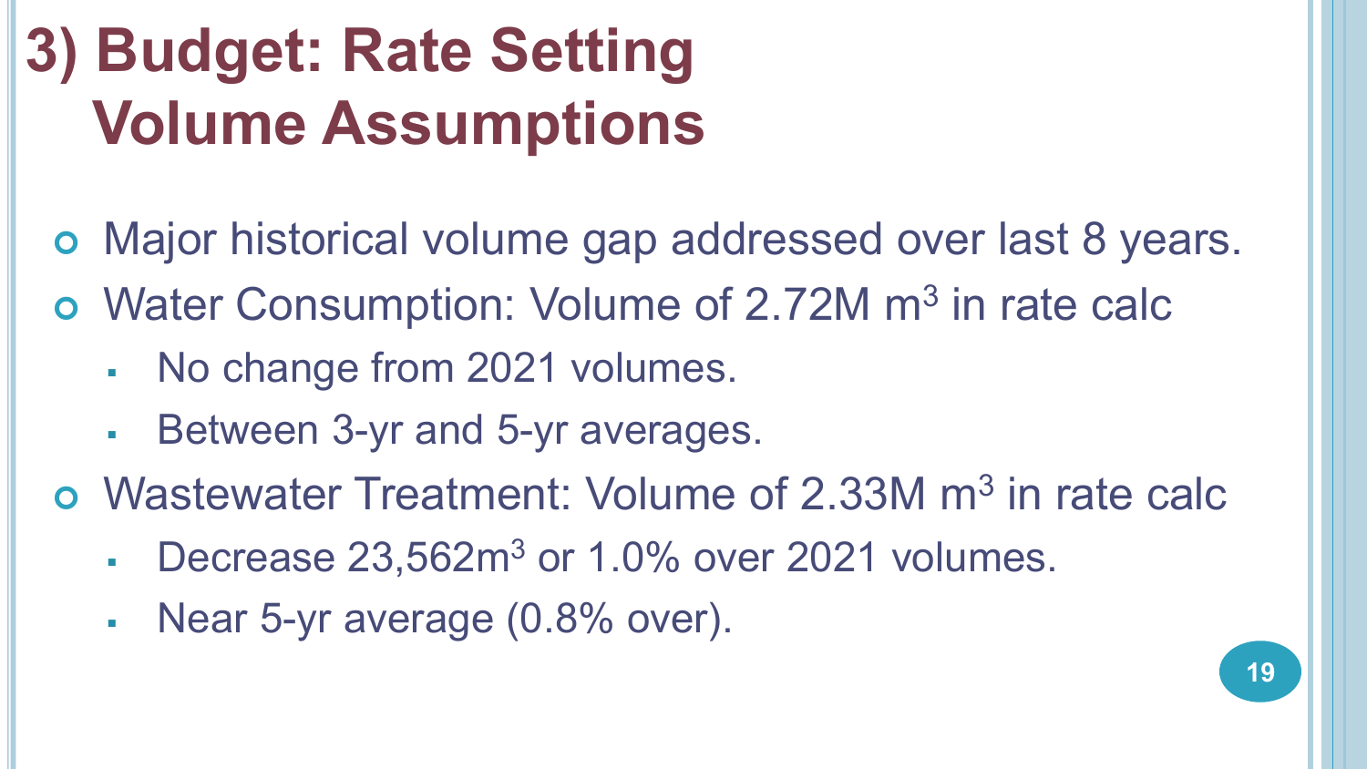# 3) Budget: Rate Setting Volume Assumptions

- Major historical volume gap addressed over last 8 years.
- Water Consumption: Volume of 2.72M $m^3$ in rate calc
  - No change from 2021 volumes.
  - Between 3-yr and 5-yr averages.
- Wastewater Treatment: Volume of 2.33M $m^3$ in rate calc
  - Decrease 23,562$m^3$ or 1.0% over 2021 volumes.
  - Near 5-yr average (0.8% over).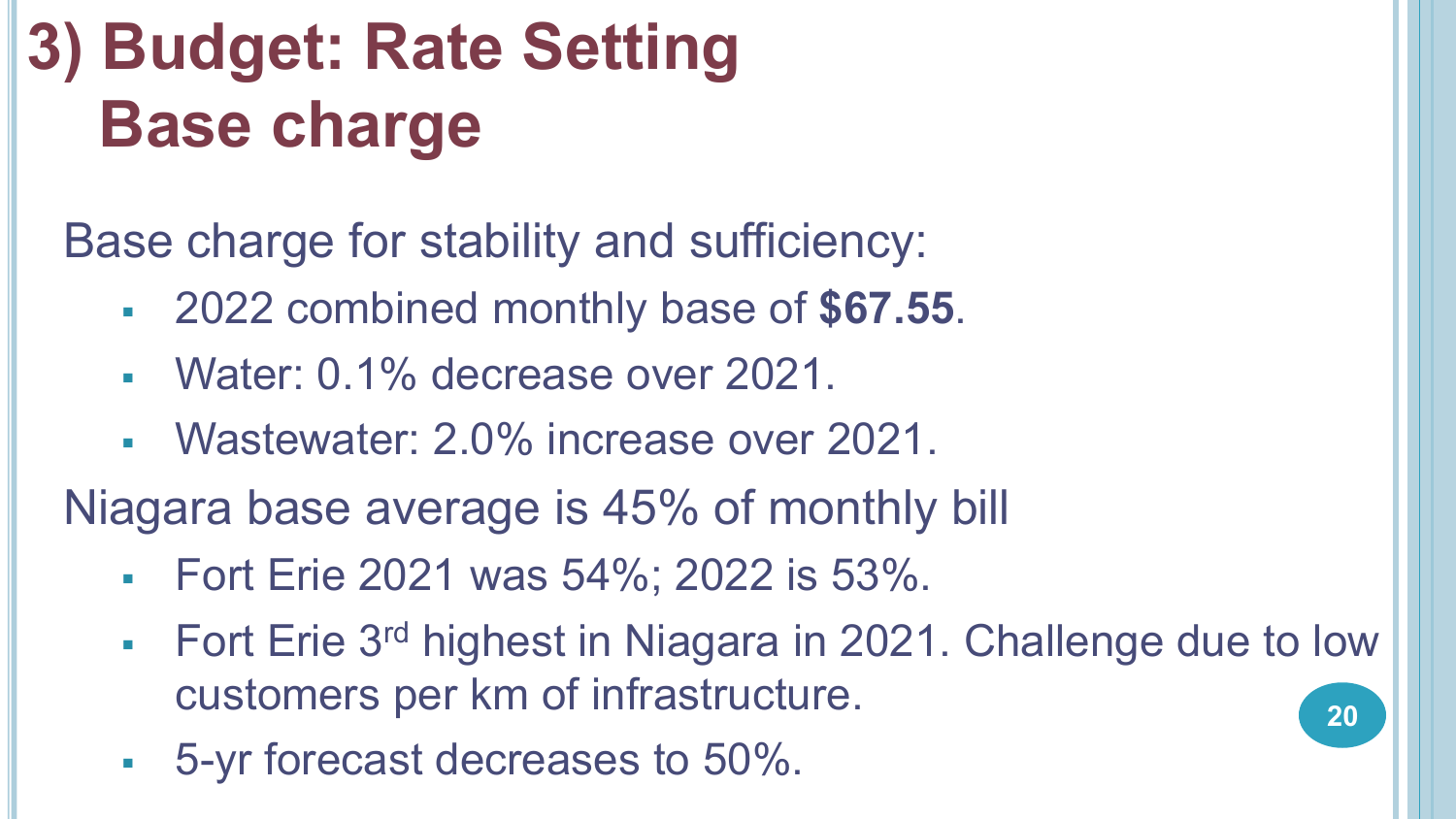# 3) Budget: Rate Setting
# Base charge

Base charge for stability and sufficiency:

- 2022 combined monthly base of **$67.55**.
- Water: 0.1% decrease over 2021.
- Wastewater: 2.0% increase over 2021.

Niagara base average is 45% of monthly bill

- Fort Erie 2021 was 54%; 2022 is 53%.
- Fort Erie 3rd highest in Niagara in 2021. Challenge due to low customers per km of infrastructure.
- 5-yr forecast decreases to 50%.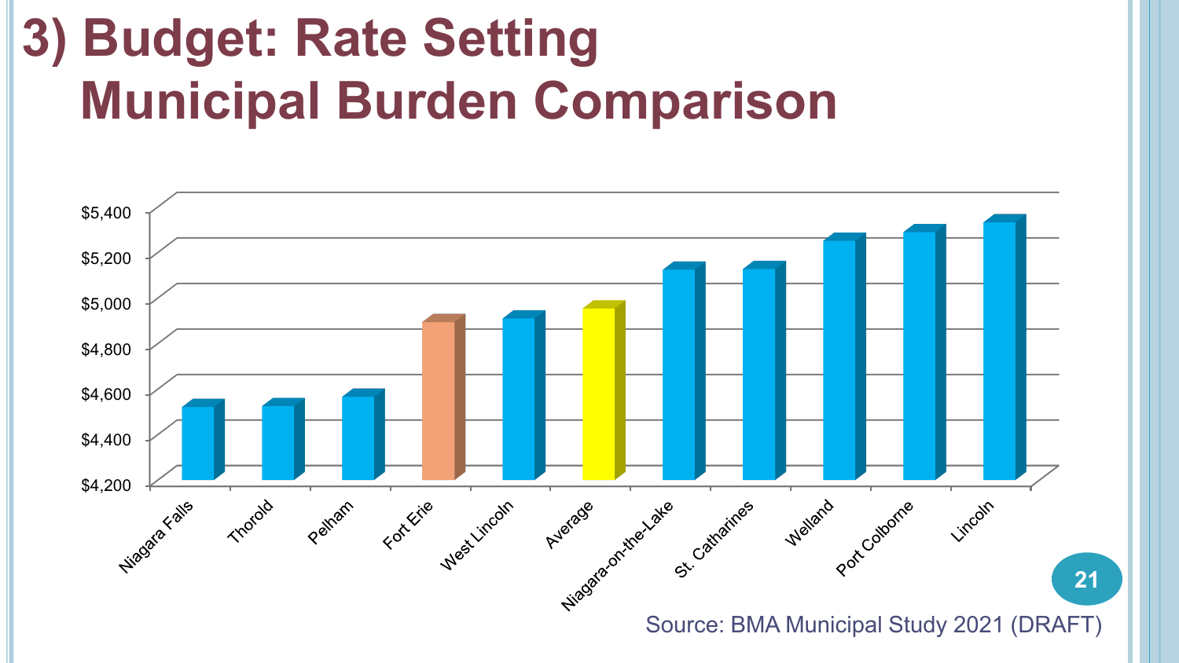# 3) Budget: Rate Setting Municipal Burden Comparison

$5,400
$5,200
$5,000
$4,800
$4,600
$4,400
$4,200

Niagara Falls
Thorold
Pelham
Fort Erie
West Lincoln
Average
Niagara-on-the-Lake
St. Catharines
Welland
Port Colborne
Lincoln

Source: BMA Municipal Study 2021 (DRAFT)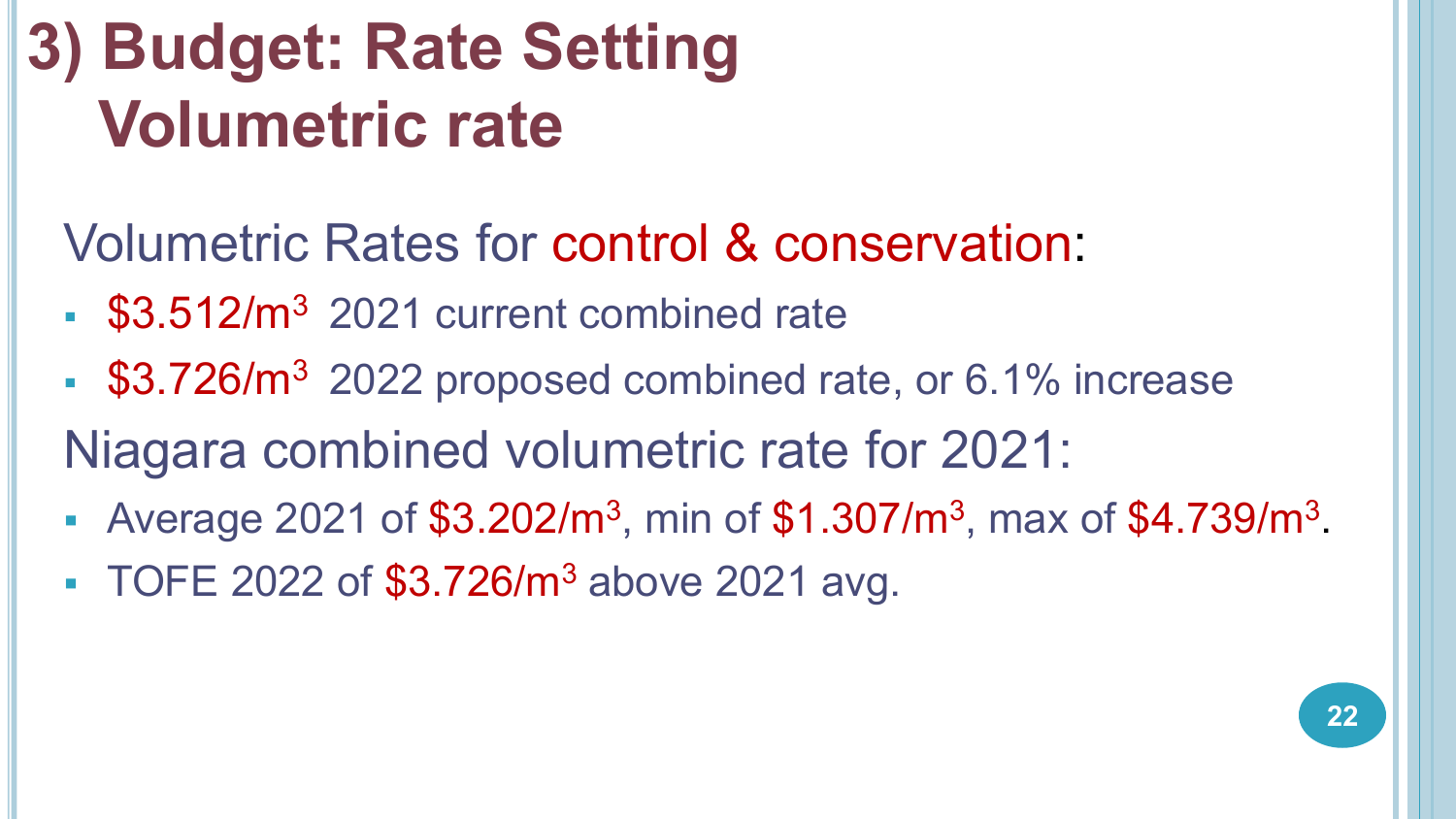# 3) Budget: Rate Setting
# Volumetric rate

Volumetric Rates for control & conservation:

- \$3.512/$m^3$ 2021 current combined rate
- \$3.726/$m^3$ 2022 proposed combined rate, or 6.1% increase

Niagara combined volumetric rate for 2021:

- Average 2021 of \$3.202/$m^3$, min of \$1.307/$m^3$, max of \$4.739/$m^3$.
- TOFE 2022 of \$3.726/$m^3$ above 2021 avg.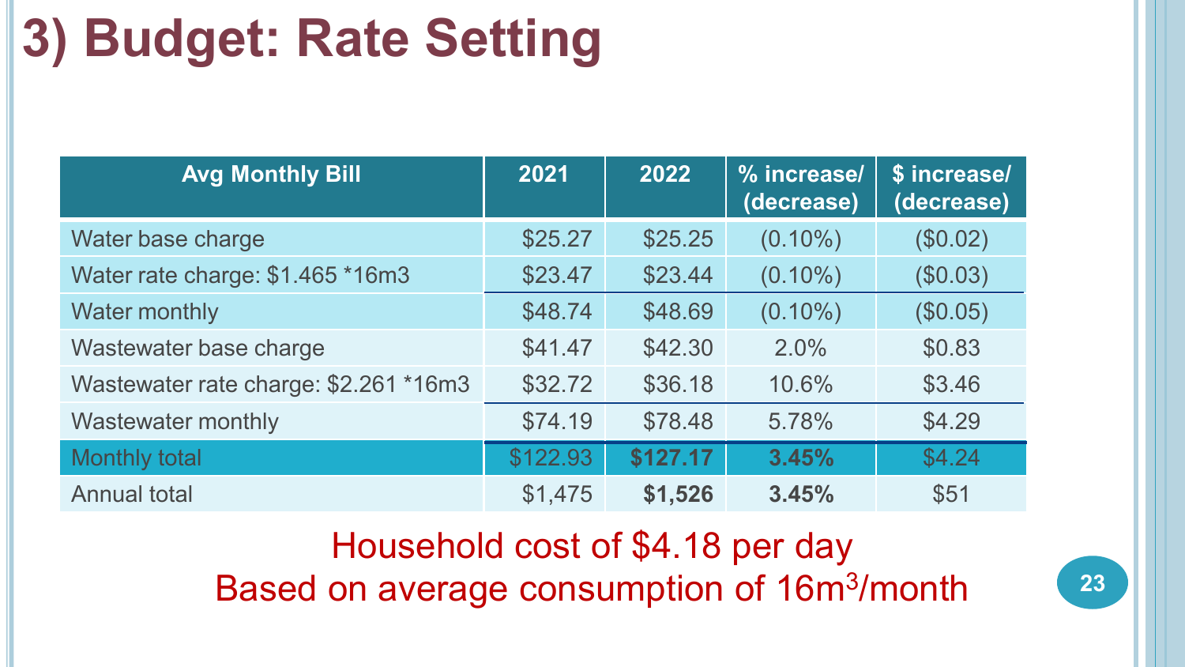# 3) Budget: Rate Setting

| Avg Monthly Bill | 2021 | 2022 | % increase/ (decrease) | $ increase/ (decrease) |
|---|---|---|---|---|
| Water base charge | $25.27 | $25.25 | (0.10%) | ($0.02) |
| Water rate charge: $1.465 *16m3 | $23.47 | $23.44 | (0.10%) | ($0.03) |
| Water monthly | $48.74 | $48.69 | (0.10%) | ($0.05) |
| Wastewater base charge | $41.47 | $42.30 | 2.0% | $0.83 |
| Wastewater rate charge: $2.261 *16m3 | $32.72 | $36.18 | 10.6% | $3.46 |
| Wastewater monthly | $74.19 | $78.48 | 5.78% | $4.29 |
| Monthly total | $122.93 | **$127.17** | **3.45%** | $4.24 |
| Annual total | $1,475 | **$1,526** | **3.45%** | $51 |

Household cost of $4.18 per day

Based on average consumption of $16m^3$/month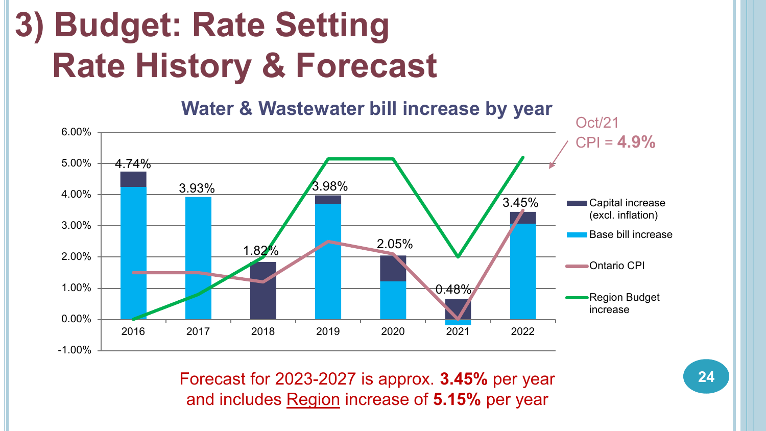# 3) Budget: Rate Setting Rate History & Forecast

Water & Wastewater bill increase by year

6.00%
5.00%
4.00%
3.00%
2.00%
1.00%
0.00%
-1.00%

4.74%
3.93%
1.82%
3.98%
2.05%
0.48%
3.45%

2016
2017
2018
2019
2020
2021
2022

Capital increase (excl. inflation)
Base bill increase
Ontario CPI
Region Budget increase

Oct/21
CPI = **4.9%**

Forecast for 2023-2027 is approx. **3.45%** per year and includes Region increase of **5.15%** per year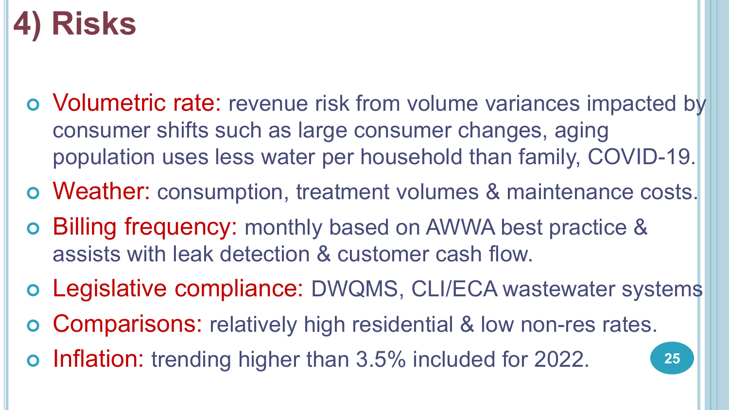# 4) Risks

- Volumetric rate: revenue risk from volume variances impacted by consumer shifts such as large consumer changes, aging population uses less water per household than family, COVID-19.
- Weather: consumption, treatment volumes & maintenance costs.
- Billing frequency: monthly based on AWWA best practice & assists with leak detection & customer cash flow.
- Legislative compliance: DWQMS, CLI/ECA wastewater systems
- Comparisons: relatively high residential & low non-res rates.
- Inflation: trending higher than 3.5% included for 2022.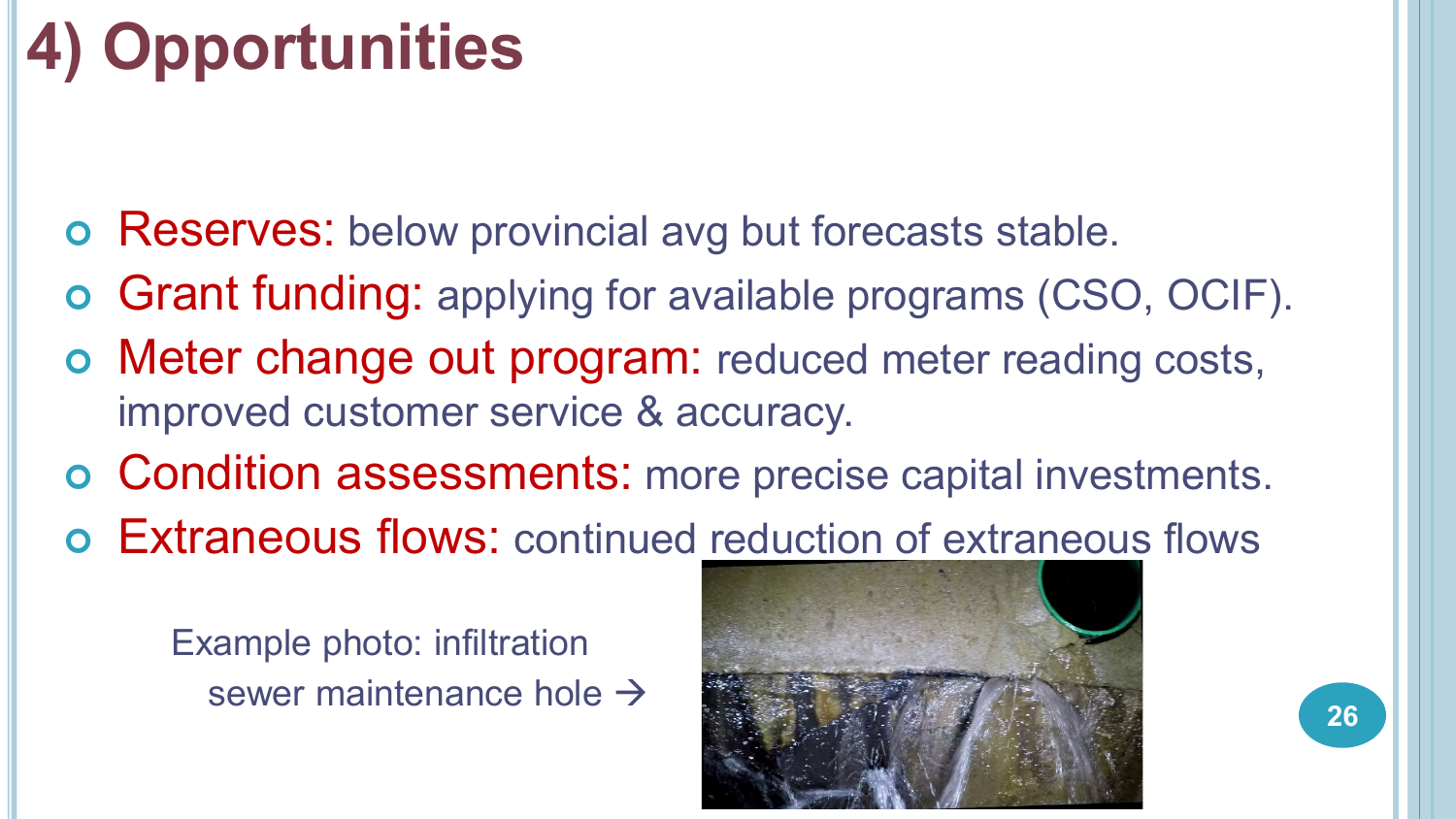# 4) Opportunities

- Reserves: below provincial avg but forecasts stable.
- Grant funding: applying for available programs (CSO, OCIF).
- Meter change out program: reduced meter reading costs, improved customer service & accuracy.
- Condition assessments: more precise capital investments.
- Extraneous flows: continued reduction of extraneous flows

Example photo: infiltration sewer maintenance hole →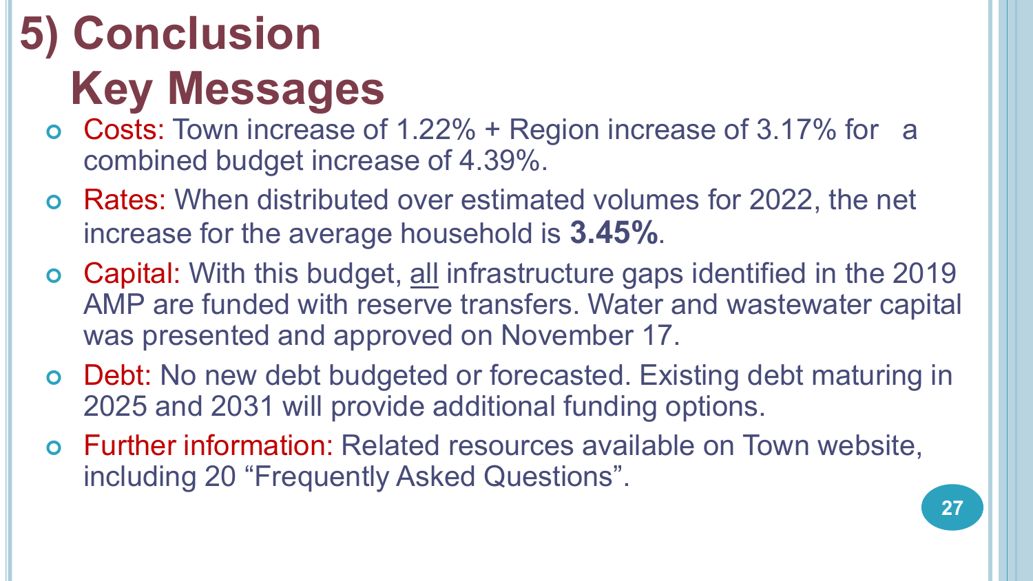# 5) Conclusion

## Key Messages

- Costs: Town increase of 1.22% + Region increase of 3.17% for a combined budget increase of 4.39%.
- Rates: When distributed over estimated volumes for 2022, the net increase for the average household is **3.45%**.
- Capital: With this budget, <u>all</u> infrastructure gaps identified in the 2019 AMP are funded with reserve transfers. Water and wastewater capital was presented and approved on November 17.
- Debt: No new debt budgeted or forecasted. Existing debt maturing in 2025 and 2031 will provide additional funding options.
- Further information: Related resources available on Town website, including 20 “Frequently Asked Questions”.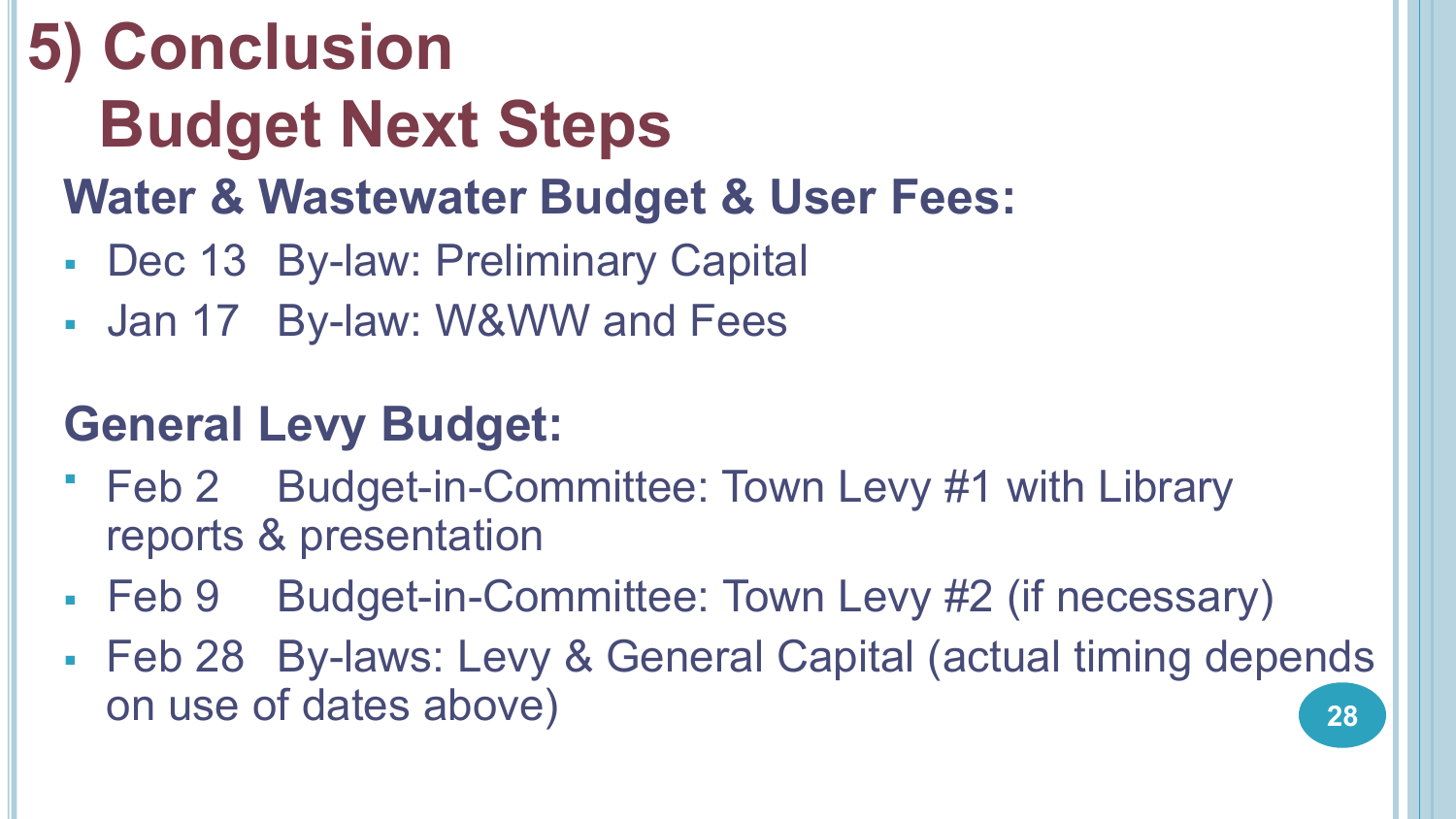# 5) Conclusion
## Budget Next Steps

### Water & Wastewater Budget & User Fees:

- Dec 13 By-law: Preliminary Capital
- Jan 17 By-law: W&WW and Fees

### General Levy Budget:

- Feb 2 Budget-in-Committee: Town Levy #1 with Library reports & presentation
- Feb 9 Budget-in-Committee: Town Levy #2 (if necessary)
- Feb 28 By-laws: Levy & General Capital (actual timing depends on use of dates above)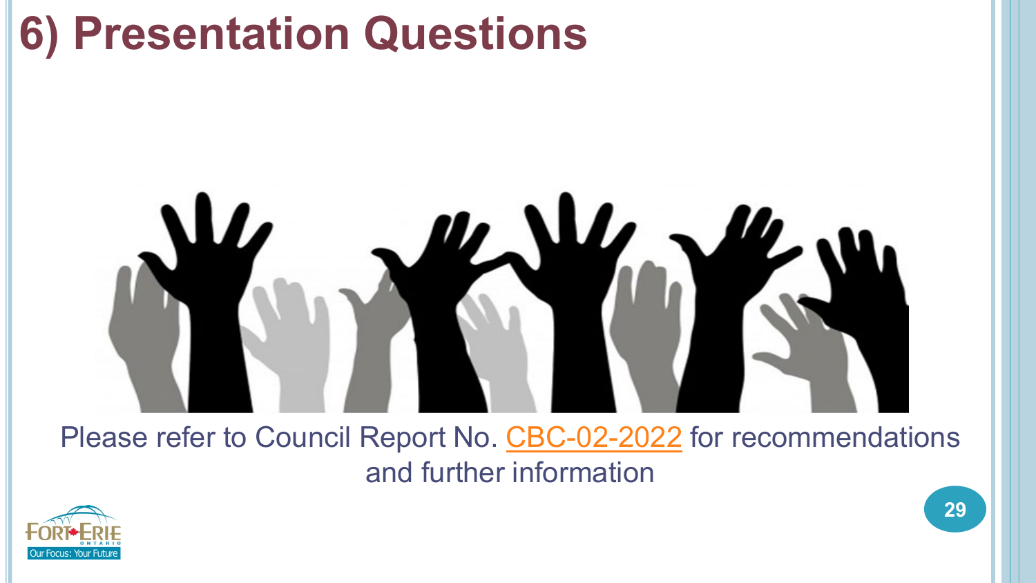# 6) Presentation Questions

Please refer to Council Report No. CBC-02-2022 for recommendations and further information